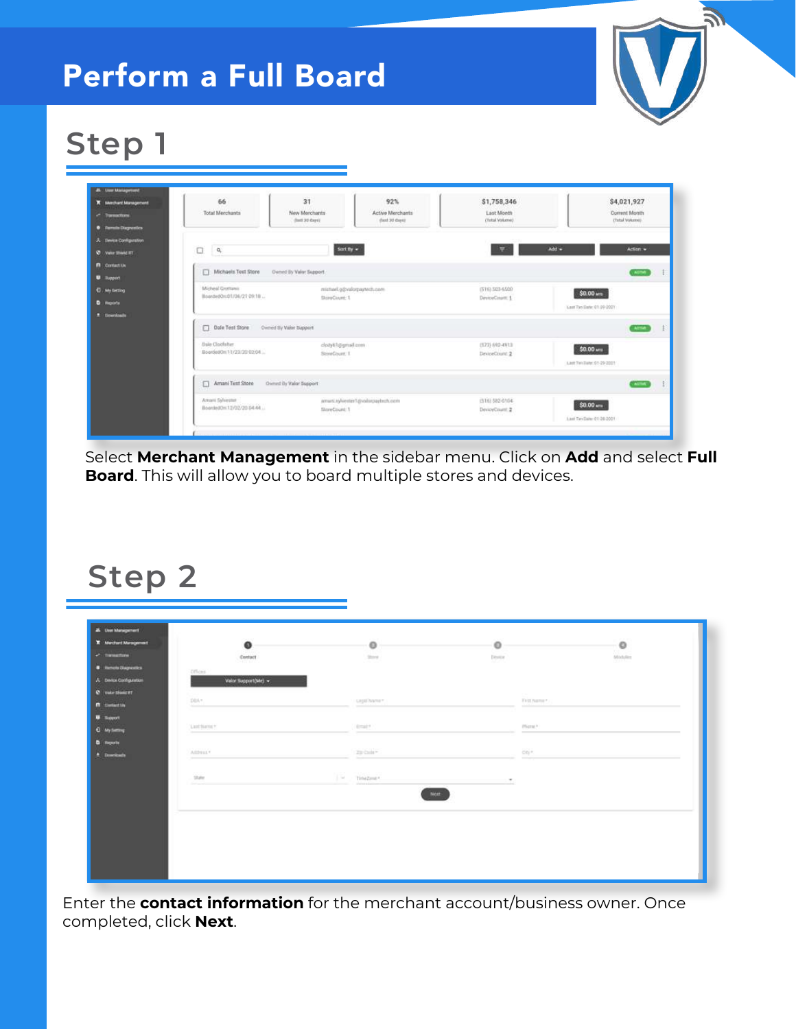# Perform a Full Board

## Step 1

Select **Merchant Management** in the sidebar menu. Click on **Add** and select **Full Board**. This will allow you to board multiple stores and devices.

## Step 2

Enter the **contact information** for the merchant account/business owner. Once completed, click **Next**.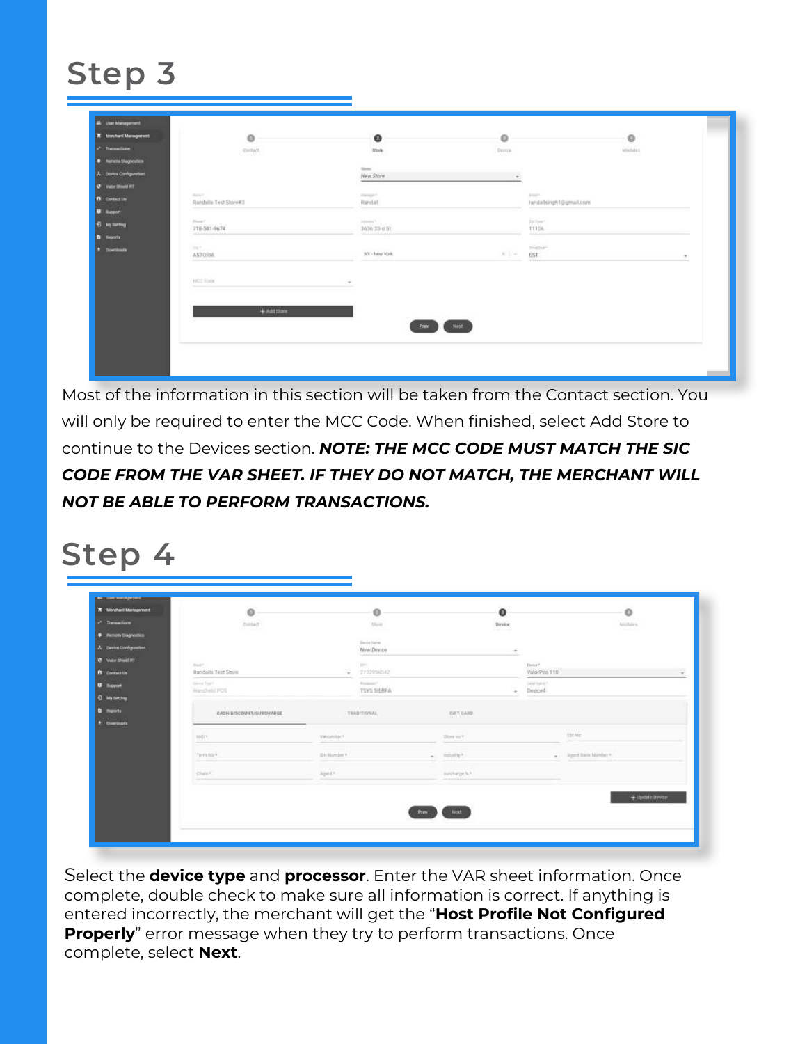## Step 3

Most of the information in this section will be taken from the Contact section. You will only be required to enter the MCC Code. When finished, select Add Store to continue to the Devices section. ***NOTE: THE MCC CODE MUST MATCH THE SIC CODE FROM THE VAR SHEET. IF THEY DO NOT MATCH, THE MERCHANT WILL NOT BE ABLE TO PERFORM TRANSACTIONS.***

## Step 4

Select the **device type** and **processor**. Enter the VAR sheet information. Once complete, double check to make sure all information is correct. If anything is entered incorrectly, the merchant will get the "**Host Profile Not Configured Properly**" error message when they try to perform transactions. Once complete, select **Next**.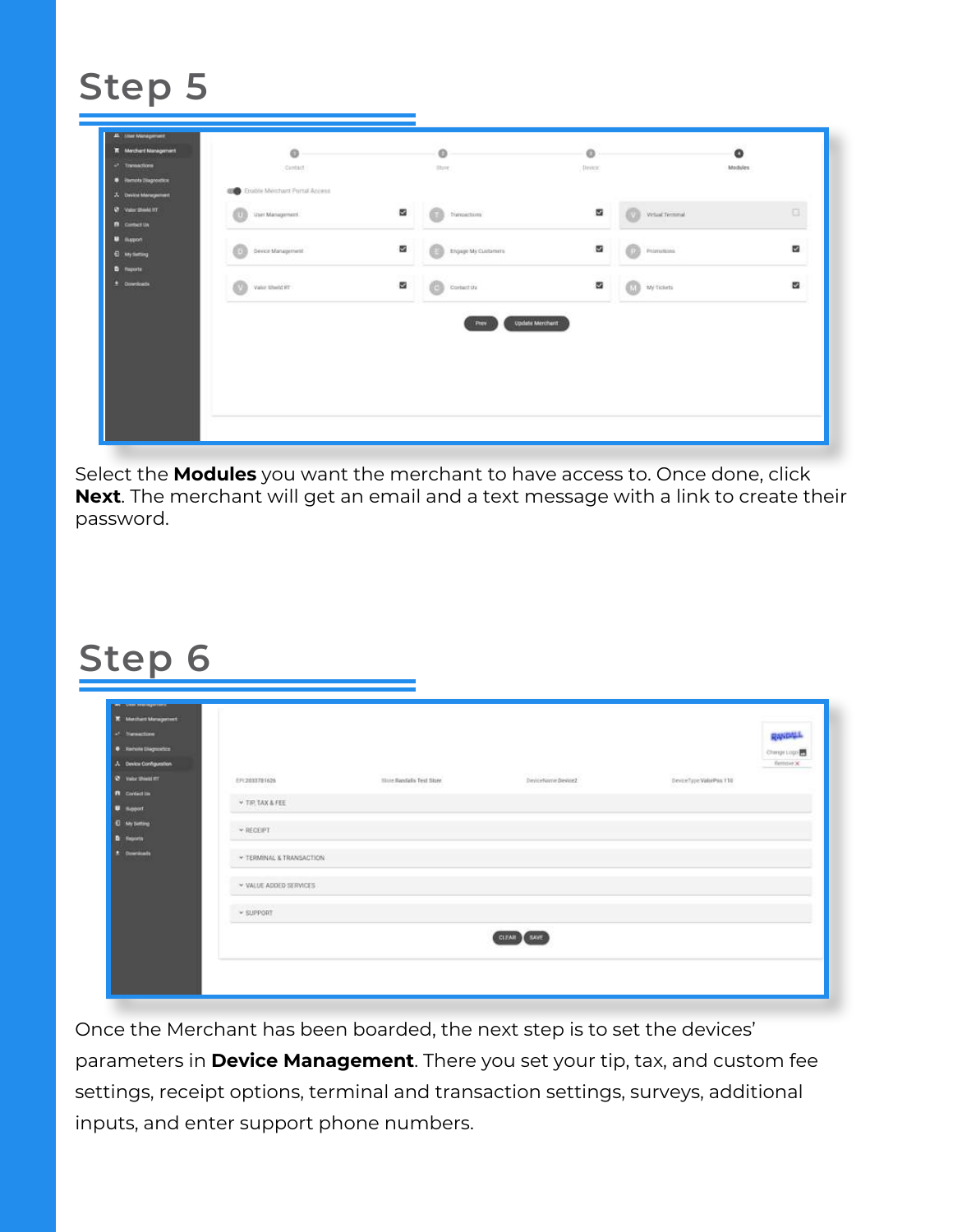## Step 5

Select the **Modules** you want the merchant to have access to. Once done, click **Next**. The merchant will get an email and a text message with a link to create their password.

## Step 6

Once the Merchant has been boarded, the next step is to set the devices' parameters in **Device Management**. There you set your tip, tax, and custom fee settings, receipt options, terminal and transaction settings, surveys, additional inputs, and enter support phone numbers.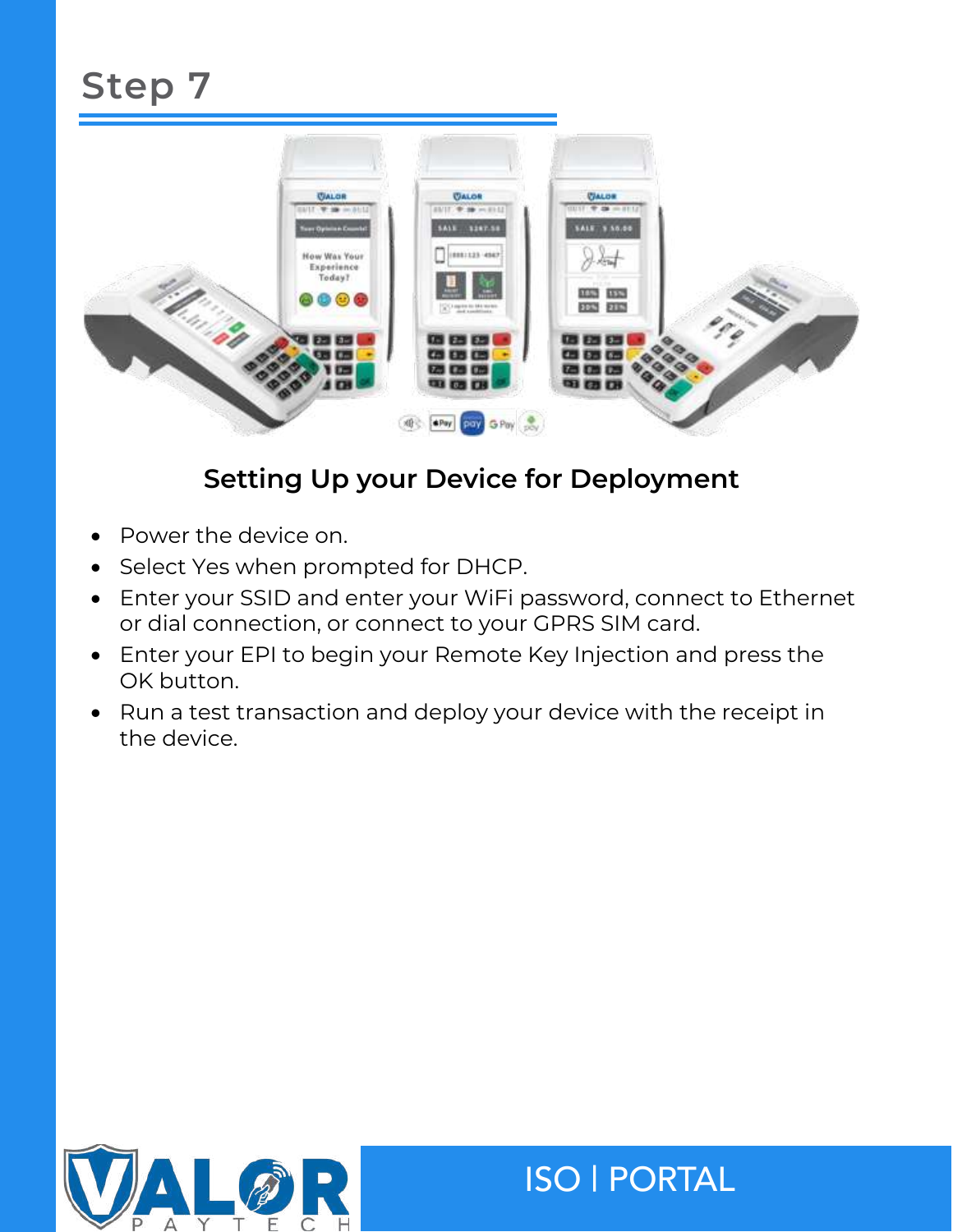## Step 7

### Setting Up your Device for Deployment

- Power the device on.
- Select Yes when prompted for DHCP.
- Enter your SSID and enter your WiFi password, connect to Ethernet or dial connection, or connect to your GPRS SIM card.
- Enter your EPI to begin your Remote Key Injection and press the OK button.
- Run a test transaction and deploy your device with the receipt in the device.